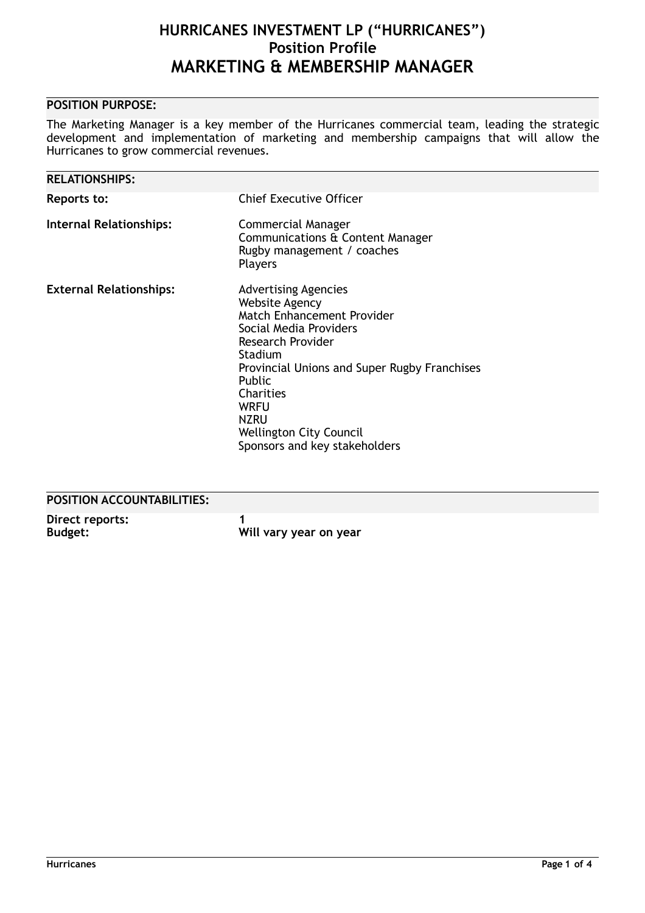# HURRICANES INVESTMENT LP ("HURRICANES")
## Position Profile
# MARKETING & MEMBERSHIP MANAGER

## POSITION PURPOSE:

The Marketing Manager is a key member of the Hurricanes commercial team, leading the strategic development and implementation of marketing and membership campaigns that will allow the Hurricanes to grow commercial revenues.

## RELATIONSHIPS:

**Reports to:** Chief Executive Officer

**Internal Relationships:**
Commercial Manager
Communications & Content Manager
Rugby management / coaches
Players

**External Relationships:**
Advertising Agencies
Website Agency
Match Enhancement Provider
Social Media Providers
Research Provider
Stadium
Provincial Unions and Super Rugby Franchises
Public
Charities
WRFU
NZRU
Wellington City Council
Sponsors and key stakeholders

## POSITION ACCOUNTABILITIES:

**Direct reports:** **1**
**Budget:** **Will vary year on year**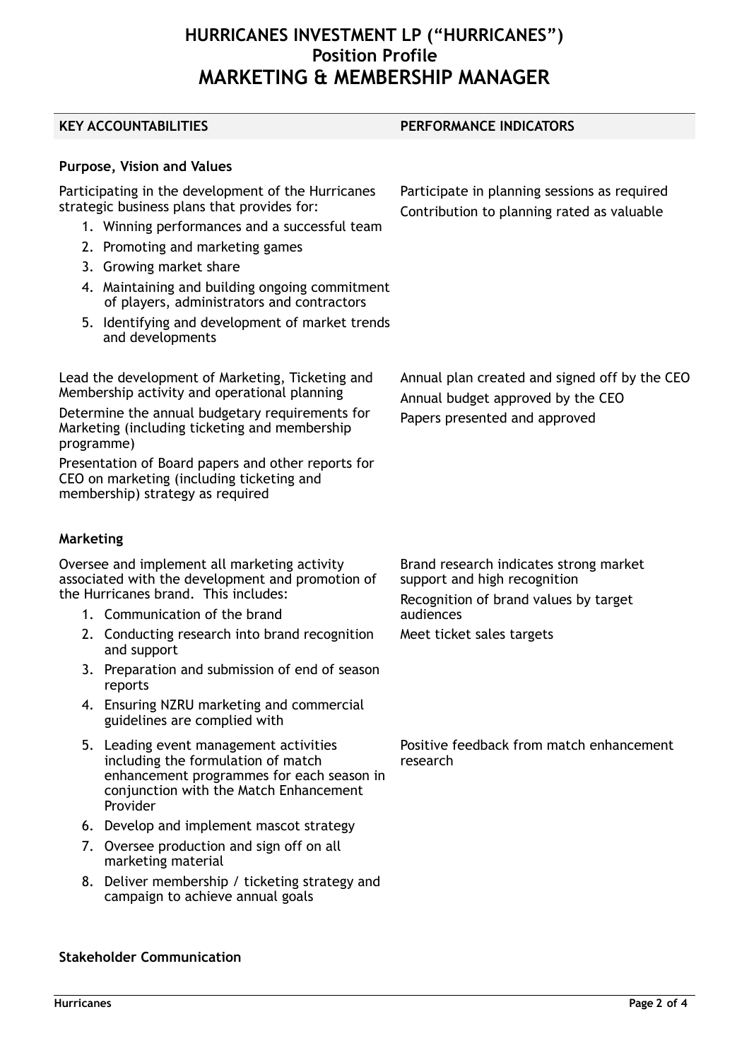# HURRICANES INVESTMENT LP ("HURRICANES")
## Position Profile
# MARKETING & MEMBERSHIP MANAGER

| KEY ACCOUNTABILITIES | PERFORMANCE INDICATORS |
|---|---|
| **Purpose, Vision and Values** | |
| Participating in the development of the Hurricanes strategic business plans that provides for:<br>1. Winning performances and a successful team<br>2. Promoting and marketing games<br>3. Growing market share<br>4. Maintaining and building ongoing commitment of players, administrators and contractors<br>5. Identifying and development of market trends and developments | Participate in planning sessions as required<br>Contribution to planning rated as valuable |
| Lead the development of Marketing, Ticketing and Membership activity and operational planning<br>Determine the annual budgetary requirements for Marketing (including ticketing and membership programme)<br>Presentation of Board papers and other reports for CEO on marketing (including ticketing and membership) strategy as required | Annual plan created and signed off by the CEO<br>Annual budget approved by the CEO<br>Papers presented and approved |
| **Marketing** | |
| Oversee and implement all marketing activity associated with the development and promotion of the Hurricanes brand. This includes:<br>1. Communication of the brand<br>2. Conducting research into brand recognition and support<br>3. Preparation and submission of end of season reports<br>4. Ensuring NZRU marketing and commercial guidelines are complied with | Brand research indicates strong market support and high recognition<br>Recognition of brand values by target audiences<br>Meet ticket sales targets |
| 5. Leading event management activities including the formulation of match enhancement programmes for each season in conjunction with the Match Enhancement Provider<br>6. Develop and implement mascot strategy<br>7. Oversee production and sign off on all marketing material<br>8. Deliver membership / ticketing strategy and campaign to achieve annual goals | Positive feedback from match enhancement research |
| **Stakeholder Communication** | |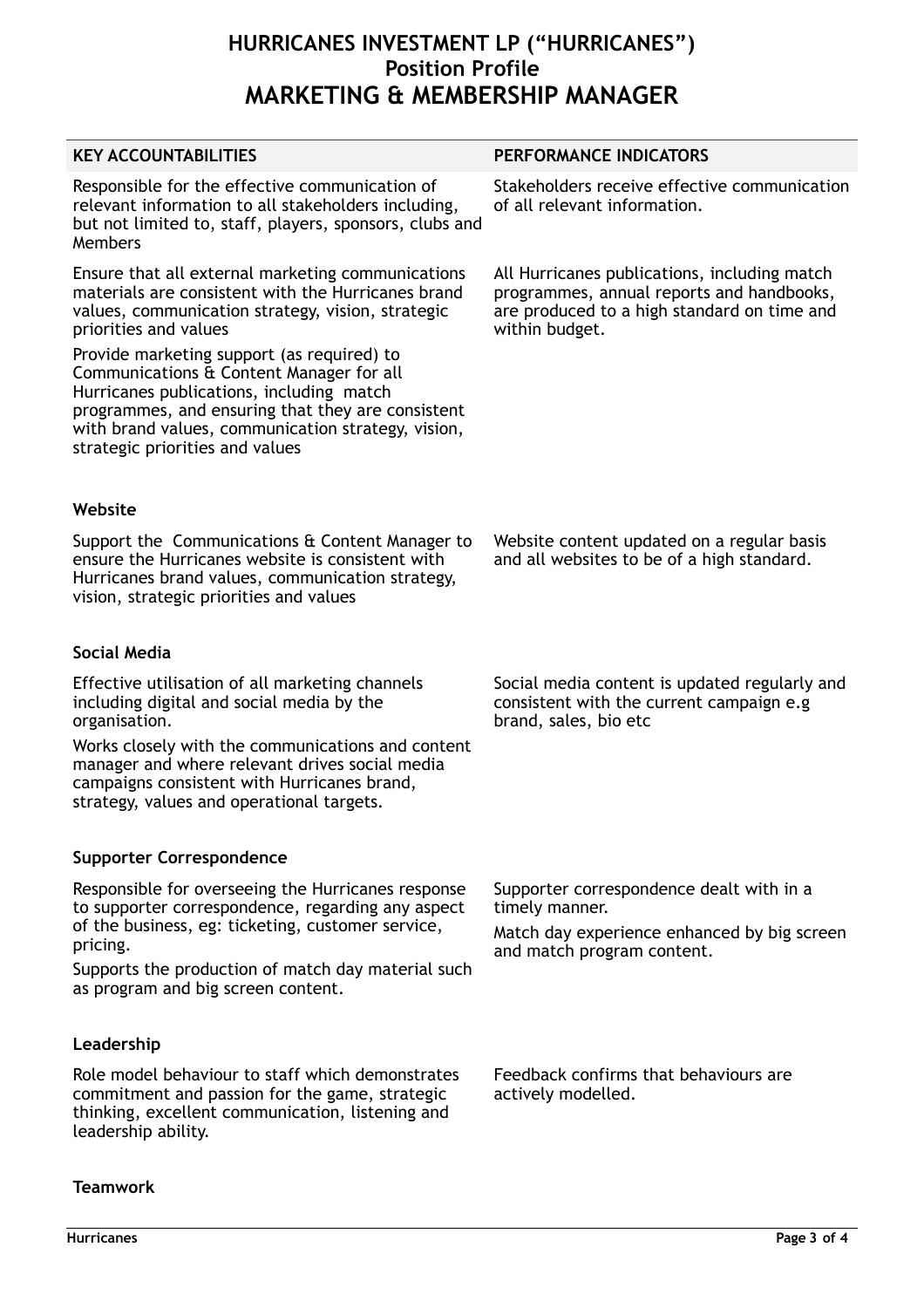# HURRICANES INVESTMENT LP ("HURRICANES")
## Position Profile
# MARKETING & MEMBERSHIP MANAGER

| KEY ACCOUNTABILITIES | PERFORMANCE INDICATORS |
| --- | --- |
| Responsible for the effective communication of relevant information to all stakeholders including, but not limited to, staff, players, sponsors, clubs and Members | Stakeholders receive effective communication of all relevant information. |
| Ensure that all external marketing communications materials are consistent with the Hurricanes brand values, communication strategy, vision, strategic priorities and values<br><br>Provide marketing support (as required) to Communications & Content Manager for all Hurricanes publications, including match programmes, and ensuring that they are consistent with brand values, communication strategy, vision, strategic priorities and values | All Hurricanes publications, including match programmes, annual reports and handbooks, are produced to a high standard on time and within budget. |
| **Website** | |
| Support the Communications & Content Manager to ensure the Hurricanes website is consistent with Hurricanes brand values, communication strategy, vision, strategic priorities and values | Website content updated on a regular basis and all websites to be of a high standard. |
| **Social Media** | |
| Effective utilisation of all marketing channels including digital and social media by the organisation.<br><br>Works closely with the communications and content manager and where relevant drives social media campaigns consistent with Hurricanes brand, strategy, values and operational targets. | Social media content is updated regularly and consistent with the current campaign e.g brand, sales, bio etc |
| **Supporter Correspondence** | |
| Responsible for overseeing the Hurricanes response to supporter correspondence, regarding any aspect of the business, eg: ticketing, customer service, pricing.<br><br>Supports the production of match day material such as program and big screen content. | Supporter correspondence dealt with in a timely manner.<br><br>Match day experience enhanced by big screen and match program content. |
| **Leadership** | |
| Role model behaviour to staff which demonstrates commitment and passion for the game, strategic thinking, excellent communication, listening and leadership ability. | Feedback confirms that behaviours are actively modelled. |
| **Teamwork** | |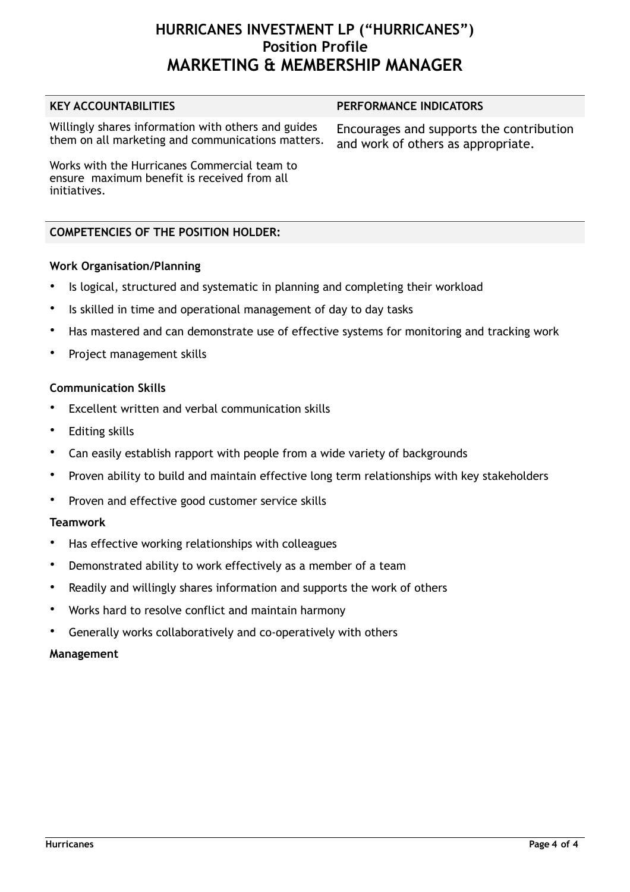# HURRICANES INVESTMENT LP ("HURRICANES")
## Position Profile
# MARKETING & MEMBERSHIP MANAGER

| KEY ACCOUNTABILITIES | PERFORMANCE INDICATORS |
| --- | --- |
| Willingly shares information with others and guides them on all marketing and communications matters.<br><br>Works with the Hurricanes Commercial team to ensure maximum benefit is received from all initiatives. | Encourages and supports the contribution and work of others as appropriate. |

## COMPETENCIES OF THE POSITION HOLDER:

**Work Organisation/Planning**

- Is logical, structured and systematic in planning and completing their workload
- Is skilled in time and operational management of day to day tasks
- Has mastered and can demonstrate use of effective systems for monitoring and tracking work
- Project management skills

**Communication Skills**

- Excellent written and verbal communication skills
- Editing skills
- Can easily establish rapport with people from a wide variety of backgrounds
- Proven ability to build and maintain effective long term relationships with key stakeholders
- Proven and effective good customer service skills

**Teamwork**

- Has effective working relationships with colleagues
- Demonstrated ability to work effectively as a member of a team
- Readily and willingly shares information and supports the work of others
- Works hard to resolve conflict and maintain harmony
- Generally works collaboratively and co-operatively with others

**Management**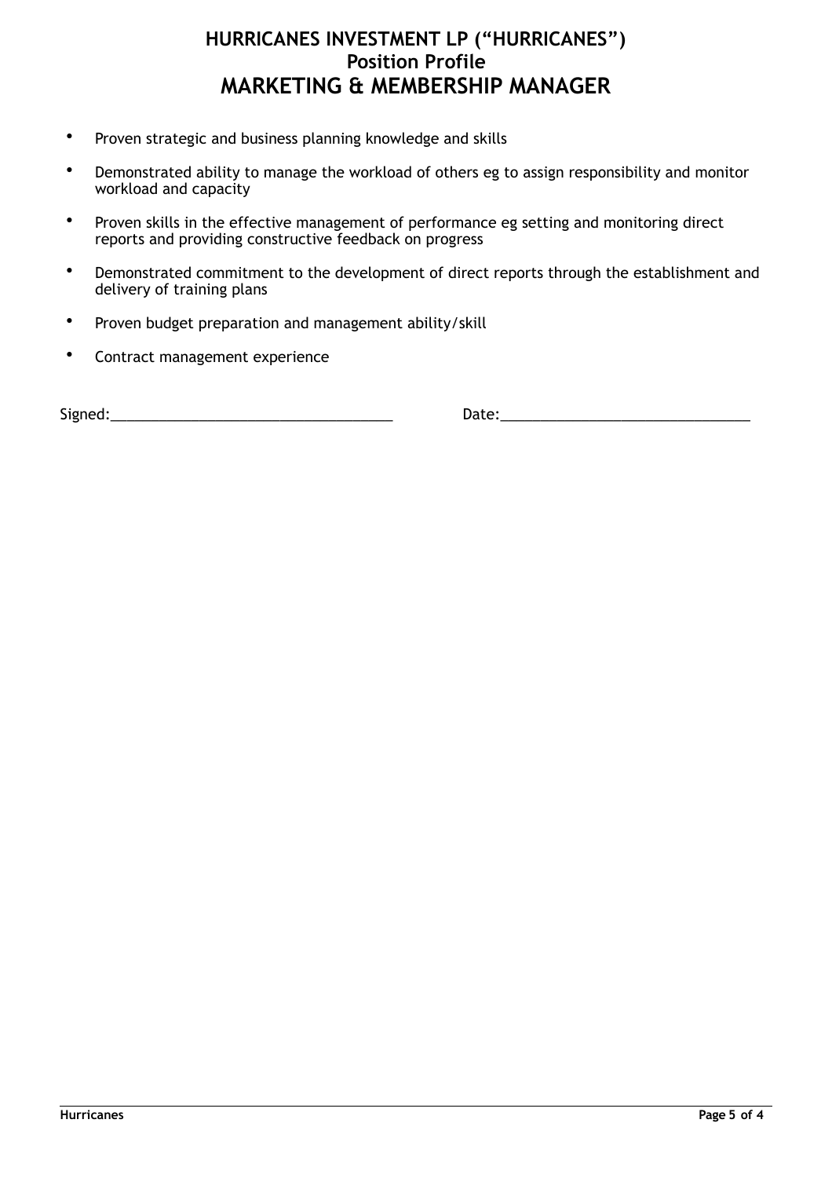# HURRICANES INVESTMENT LP ("HURRICANES")
## Position Profile
# MARKETING & MEMBERSHIP MANAGER

- Proven strategic and business planning knowledge and skills
- Demonstrated ability to manage the workload of others eg to assign responsibility and monitor workload and capacity
- Proven skills in the effective management of performance eg setting and monitoring direct reports and providing constructive feedback on progress
- Demonstrated commitment to the development of direct reports through the establishment and delivery of training plans
- Proven budget preparation and management ability/skill
- Contract management experience

Signed:___________________________________ Date:_______________________________